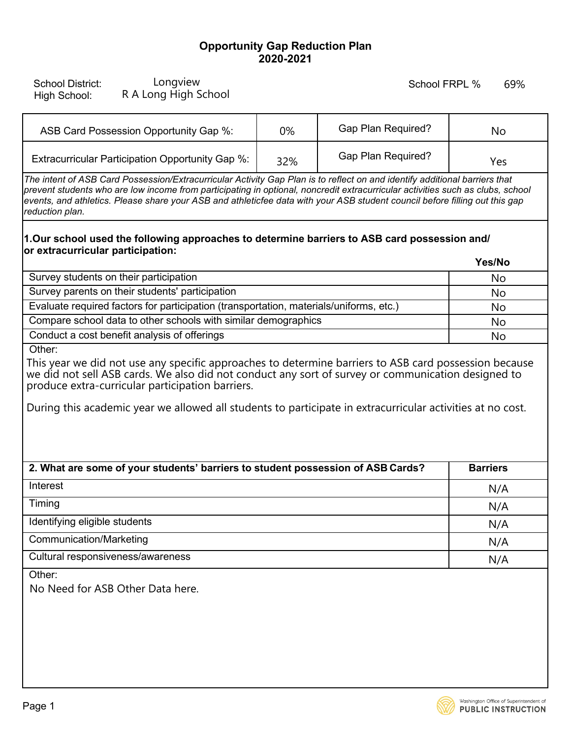# Opportunity Gap Reduction Plan
## 2020-2021

School District: Longview
High School: R A Long High School

School FRPL % 69%

| ASB Card Possession Opportunity Gap %: | 0% | Gap Plan Required? | No |
|---|---|---|---|
| Extracurricular Participation Opportunity Gap %: | 32% | Gap Plan Required? | Yes |

*The intent of ASB Card Possession/Extracurricular Activity Gap Plan is to reflect on and identify additional barriers that prevent students who are low income from participating in optional, noncredit extracurricular activities such as clubs, school events, and athletics. Please share your ASB and athleticfee data with your ASB student council before filling out this gap reduction plan.*

**1.Our school used the following approaches to determine barriers to ASB card possession and/ or extracurricular participation:**

| | Yes/No |
|---|---|
| Survey students on their participation | No |
| Survey parents on their students' participation | No |
| Evaluate required factors for participation (transportation, materials/uniforms, etc.) | No |
| Compare school data to other schools with similar demographics | No |
| Conduct a cost benefit analysis of offerings | No |

Other:

This year we did not use any specific approaches to determine barriers to ASB card possession because we did not sell ASB cards. We also did not conduct any sort of survey or communication designed to produce extra-curricular participation barriers.

During this academic year we allowed all students to participate in extracurricular activities at no cost.

| 2. What are some of your students' barriers to student possession of ASB Cards? | Barriers |
|---|---|
| Interest | N/A |
| Timing | N/A |
| Identifying eligible students | N/A |
| Communication/Marketing | N/A |
| Cultural responsiveness/awareness | N/A |

Other:

No Need for ASB Other Data here.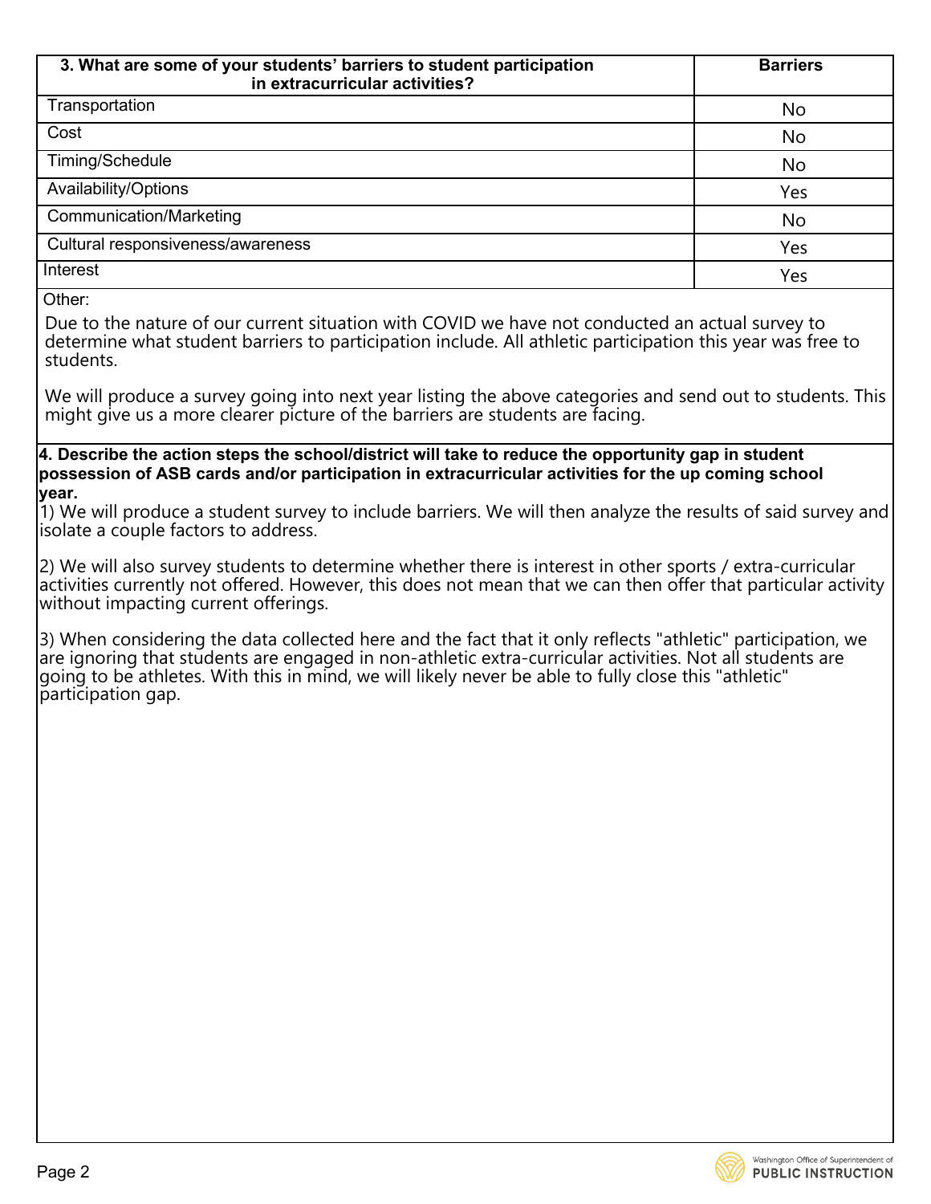| 3. What are some of your students' barriers to student participation in extracurricular activities? | Barriers |
|---|---|
| Transportation | No |
| Cost | No |
| Timing/Schedule | No |
| Availability/Options | Yes |
| Communication/Marketing | No |
| Cultural responsiveness/awareness | Yes |
| Interest | Yes |

Other:

Due to the nature of our current situation with COVID we have not conducted an actual survey to determine what student barriers to participation include. All athletic participation this year was free to students.

We will produce a survey going into next year listing the above categories and send out to students. This might give us a more clearer picture of the barriers are students are facing.

**4. Describe the action steps the school/district will take to reduce the opportunity gap in student possession of ASB cards and/or participation in extracurricular activities for the up coming school year.**

1) We will produce a student survey to include barriers. We will then analyze the results of said survey and isolate a couple factors to address.

2) We will also survey students to determine whether there is interest in other sports / extra-curricular activities currently not offered. However, this does not mean that we can then offer that particular activity without impacting current offerings.

3) When considering the data collected here and the fact that it only reflects "athletic" participation, we are ignoring that students are engaged in non-athletic extra-curricular activities. Not all students are going to be athletes. With this in mind, we will likely never be able to fully close this "athletic" participation gap.